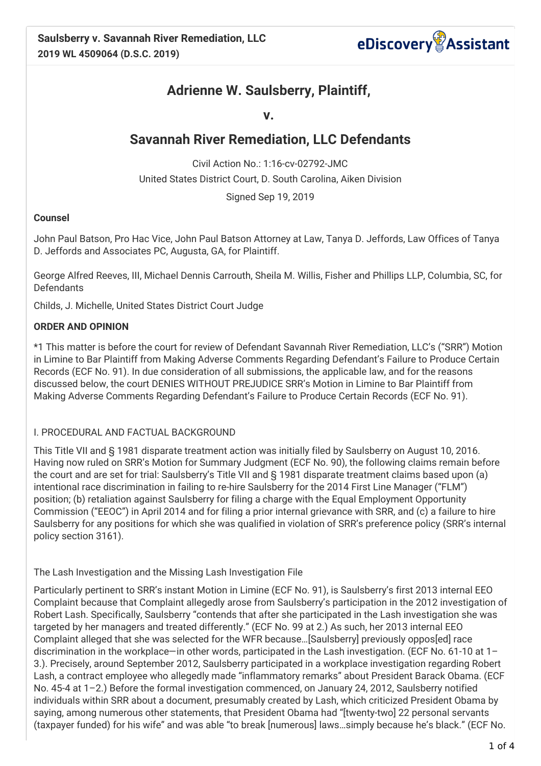**Saulsberry v. Savannah River Remediation, LLC**
**2019 WL 4509064 (D.S.C. 2019)**

# Adrienne W. Saulsberry, Plaintiff,

**v.**

# Savannah River Remediation, LLC Defendants

Civil Action No.: 1:16-cv-02792-JMC

United States District Court, D. South Carolina, Aiken Division

Signed Sep 19, 2019

**Counsel**

John Paul Batson, Pro Hac Vice, John Paul Batson Attorney at Law, Tanya D. Jeffords, Law Offices of Tanya D. Jeffords and Associates PC, Augusta, GA, for Plaintiff.

George Alfred Reeves, III, Michael Dennis Carrouth, Sheila M. Willis, Fisher and Phillips LLP, Columbia, SC, for Defendants

Childs, J. Michelle, United States District Court Judge

**ORDER AND OPINION**

*1 This matter is before the court for review of Defendant Savannah River Remediation, LLC's ("SRR") Motion in Limine to Bar Plaintiff from Making Adverse Comments Regarding Defendant's Failure to Produce Certain Records (ECF No. 91). In due consideration of all submissions, the applicable law, and for the reasons discussed below, the court DENIES WITHOUT PREJUDICE SRR's Motion in Limine to Bar Plaintiff from Making Adverse Comments Regarding Defendant's Failure to Produce Certain Records (ECF No. 91).

## I. PROCEDURAL AND FACTUAL BACKGROUND

This Title VII and § 1981 disparate treatment action was initially filed by Saulsberry on August 10, 2016. Having now ruled on SRR's Motion for Summary Judgment (ECF No. 90), the following claims remain before the court and are set for trial: Saulsberry's Title VII and § 1981 disparate treatment claims based upon (a) intentional race discrimination in failing to re-hire Saulsberry for the 2014 First Line Manager ("FLM") position; (b) retaliation against Saulsberry for filing a charge with the Equal Employment Opportunity Commission ("EEOC") in April 2014 and for filing a prior internal grievance with SRR, and (c) a failure to hire Saulsberry for any positions for which she was qualified in violation of SRR's preference policy (SRR's internal policy section 3161).

### The Lash Investigation and the Missing Lash Investigation File

Particularly pertinent to SRR's instant Motion in Limine (ECF No. 91), is Saulsberry's first 2013 internal EEO Complaint because that Complaint allegedly arose from Saulsberry's participation in the 2012 investigation of Robert Lash. Specifically, Saulsberry "contends that after she participated in the Lash investigation she was targeted by her managers and treated differently." (ECF No. 99 at 2.) As such, her 2013 internal EEO Complaint alleged that she was selected for the WFR because…[Saulsberry] previously oppos[ed] race discrimination in the workplace—in other words, participated in the Lash investigation. (ECF No. 61-10 at 1–3.). Precisely, around September 2012, Saulsberry participated in a workplace investigation regarding Robert Lash, a contract employee who allegedly made "inflammatory remarks" about President Barack Obama. (ECF No. 45-4 at 1–2.) Before the formal investigation commenced, on January 24, 2012, Saulsberry notified individuals within SRR about a document, presumably created by Lash, which criticized President Obama by saying, among numerous other statements, that President Obama had "[twenty-two] 22 personal servants (taxpayer funded) for his wife" and was able "to break [numerous] laws…simply because he's black." (ECF No.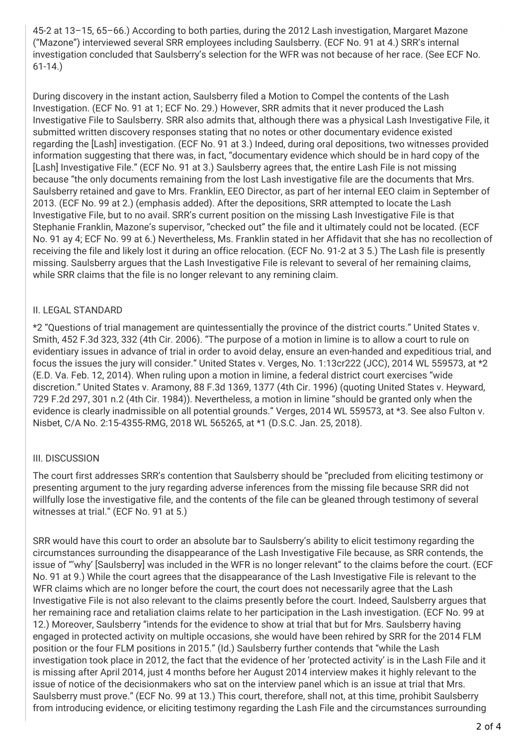45-2 at 13–15, 65–66.) According to both parties, during the 2012 Lash investigation, Margaret Mazone ("Mazone") interviewed several SRR employees including Saulsberry. (ECF No. 91 at 4.) SRR's internal investigation concluded that Saulsberry's selection for the WFR was not because of her race. (See ECF No. 61-14.)

During discovery in the instant action, Saulsberry filed a Motion to Compel the contents of the Lash Investigation. (ECF No. 91 at 1; ECF No. 29.) However, SRR admits that it never produced the Lash Investigative File to Saulsberry. SRR also admits that, although there was a physical Lash Investigative File, it submitted written discovery responses stating that no notes or other documentary evidence existed regarding the [Lash] investigation. (ECF No. 91 at 3.) Indeed, during oral depositions, two witnesses provided information suggesting that there was, in fact, "documentary evidence which should be in hard copy of the [Lash] Investigative File." (ECF No. 91 at 3.) Saulsberry agrees that, the entire Lash File is not missing because "the only documents remaining from the lost Lash investigative file are the documents that Mrs. Saulsberry retained and gave to Mrs. Franklin, EEO Director, as part of her internal EEO claim in September of 2013. (ECF No. 99 at 2.) (emphasis added). After the depositions, SRR attempted to locate the Lash Investigative File, but to no avail. SRR's current position on the missing Lash Investigative File is that Stephanie Franklin, Mazone's supervisor, "checked out" the file and it ultimately could not be located. (ECF No. 91 ay 4; ECF No. 99 at 6.) Nevertheless, Ms. Franklin stated in her Affidavit that she has no recollection of receiving the file and likely lost it during an office relocation. (ECF No. 91-2 at 3 5.) The Lash file is presently missing. Saulsberry argues that the Lash Investigative File is relevant to several of her remaining claims, while SRR claims that the file is no longer relevant to any remining claim.

## II. LEGAL STANDARD

*2 "Questions of trial management are quintessentially the province of the district courts." United States v. Smith, 452 F.3d 323, 332 (4th Cir. 2006). "The purpose of a motion in limine is to allow a court to rule on evidentiary issues in advance of trial in order to avoid delay, ensure an even-handed and expeditious trial, and focus the issues the jury will consider." United States v. Verges, No. 1:13cr222 (JCC), 2014 WL 559573, at *2 (E.D. Va. Feb. 12, 2014). When ruling upon a motion in limine, a federal district court exercises "wide discretion." United States v. Aramony, 88 F.3d 1369, 1377 (4th Cir. 1996) (quoting United States v. Heyward, 729 F.2d 297, 301 n.2 (4th Cir. 1984)). Nevertheless, a motion in limine "should be granted only when the evidence is clearly inadmissible on all potential grounds." Verges, 2014 WL 559573, at *3. See also Fulton v. Nisbet, C/A No. 2:15-4355-RMG, 2018 WL 565265, at *1 (D.S.C. Jan. 25, 2018).

## III. DISCUSSION

The court first addresses SRR's contention that Saulsberry should be "precluded from eliciting testimony or presenting argument to the jury regarding adverse inferences from the missing file because SRR did not willfully lose the investigative file, and the contents of the file can be gleaned through testimony of several witnesses at trial." (ECF No. 91 at 5.)

SRR would have this court to order an absolute bar to Saulsberry's ability to elicit testimony regarding the circumstances surrounding the disappearance of the Lash Investigative File because, as SRR contends, the issue of "'why' [Saulsberry] was included in the WFR is no longer relevant" to the claims before the court. (ECF No. 91 at 9.) While the court agrees that the disappearance of the Lash Investigative File is relevant to the WFR claims which are no longer before the court, the court does not necessarily agree that the Lash Investigative File is not also relevant to the claims presently before the court. Indeed, Saulsberry argues that her remaining race and retaliation claims relate to her participation in the Lash investigation. (ECF No. 99 at 12.) Moreover, Saulsberry "intends for the evidence to show at trial that but for Mrs. Saulsberry having engaged in protected activity on multiple occasions, she would have been rehired by SRR for the 2014 FLM position or the four FLM positions in 2015." (Id.) Saulsberry further contends that "while the Lash investigation took place in 2012, the fact that the evidence of her 'protected activity' is in the Lash File and it is missing after April 2014, just 4 months before her August 2014 interview makes it highly relevant to the issue of notice of the decisionmakers who sat on the interview panel which is an issue at trial that Mrs. Saulsberry must prove." (ECF No. 99 at 13.) This court, therefore, shall not, at this time, prohibit Saulsberry from introducing evidence, or eliciting testimony regarding the Lash File and the circumstances surrounding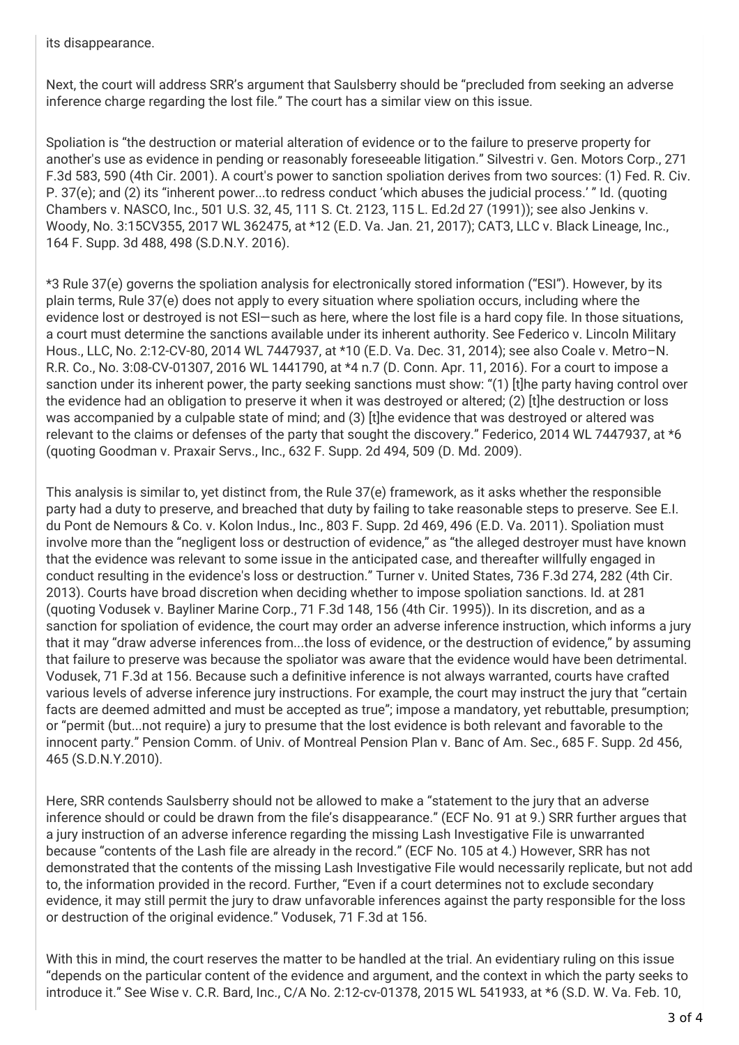its disappearance.

Next, the court will address SRR's argument that Saulsberry should be "precluded from seeking an adverse inference charge regarding the lost file." The court has a similar view on this issue.

Spoliation is "the destruction or material alteration of evidence or to the failure to preserve property for another's use as evidence in pending or reasonably foreseeable litigation." Silvestri v. Gen. Motors Corp., 271 F.3d 583, 590 (4th Cir. 2001). A court's power to sanction spoliation derives from two sources: (1) Fed. R. Civ. P. 37(e); and (2) its "inherent power...to redress conduct 'which abuses the judicial process.' " Id. (quoting Chambers v. NASCO, Inc., 501 U.S. 32, 45, 111 S. Ct. 2123, 115 L. Ed.2d 27 (1991)); see also Jenkins v. Woody, No. 3:15CV355, 2017 WL 362475, at *12 (E.D. Va. Jan. 21, 2017); CAT3, LLC v. Black Lineage, Inc., 164 F. Supp. 3d 488, 498 (S.D.N.Y. 2016).

*3 Rule 37(e) governs the spoliation analysis for electronically stored information ("ESI"). However, by its plain terms, Rule 37(e) does not apply to every situation where spoliation occurs, including where the evidence lost or destroyed is not ESI—such as here, where the lost file is a hard copy file. In those situations, a court must determine the sanctions available under its inherent authority. See Federico v. Lincoln Military Hous., LLC, No. 2:12-CV-80, 2014 WL 7447937, at *10 (E.D. Va. Dec. 31, 2014); see also Coale v. Metro–N. R.R. Co., No. 3:08-CV-01307, 2016 WL 1441790, at *4 n.7 (D. Conn. Apr. 11, 2016). For a court to impose a sanction under its inherent power, the party seeking sanctions must show: "(1) [t]he party having control over the evidence had an obligation to preserve it when it was destroyed or altered; (2) [t]he destruction or loss was accompanied by a culpable state of mind; and (3) [t]he evidence that was destroyed or altered was relevant to the claims or defenses of the party that sought the discovery." Federico, 2014 WL 7447937, at *6 (quoting Goodman v. Praxair Servs., Inc., 632 F. Supp. 2d 494, 509 (D. Md. 2009).

This analysis is similar to, yet distinct from, the Rule 37(e) framework, as it asks whether the responsible party had a duty to preserve, and breached that duty by failing to take reasonable steps to preserve. See E.I. du Pont de Nemours & Co. v. Kolon Indus., Inc., 803 F. Supp. 2d 469, 496 (E.D. Va. 2011). Spoliation must involve more than the "negligent loss or destruction of evidence," as "the alleged destroyer must have known that the evidence was relevant to some issue in the anticipated case, and thereafter willfully engaged in conduct resulting in the evidence's loss or destruction." Turner v. United States, 736 F.3d 274, 282 (4th Cir. 2013). Courts have broad discretion when deciding whether to impose spoliation sanctions. Id. at 281 (quoting Vodusek v. Bayliner Marine Corp., 71 F.3d 148, 156 (4th Cir. 1995)). In its discretion, and as a sanction for spoliation of evidence, the court may order an adverse inference instruction, which informs a jury that it may "draw adverse inferences from...the loss of evidence, or the destruction of evidence," by assuming that failure to preserve was because the spoliator was aware that the evidence would have been detrimental. Vodusek, 71 F.3d at 156. Because such a definitive inference is not always warranted, courts have crafted various levels of adverse inference jury instructions. For example, the court may instruct the jury that "certain facts are deemed admitted and must be accepted as true"; impose a mandatory, yet rebuttable, presumption; or "permit (but...not require) a jury to presume that the lost evidence is both relevant and favorable to the innocent party." Pension Comm. of Univ. of Montreal Pension Plan v. Banc of Am. Sec., 685 F. Supp. 2d 456, 465 (S.D.N.Y.2010).

Here, SRR contends Saulsberry should not be allowed to make a "statement to the jury that an adverse inference should or could be drawn from the file's disappearance." (ECF No. 91 at 9.) SRR further argues that a jury instruction of an adverse inference regarding the missing Lash Investigative File is unwarranted because "contents of the Lash file are already in the record." (ECF No. 105 at 4.) However, SRR has not demonstrated that the contents of the missing Lash Investigative File would necessarily replicate, but not add to, the information provided in the record. Further, "Even if a court determines not to exclude secondary evidence, it may still permit the jury to draw unfavorable inferences against the party responsible for the loss or destruction of the original evidence." Vodusek, 71 F.3d at 156.

With this in mind, the court reserves the matter to be handled at the trial. An evidentiary ruling on this issue "depends on the particular content of the evidence and argument, and the context in which the party seeks to introduce it." See Wise v. C.R. Bard, Inc., C/A No. 2:12-cv-01378, 2015 WL 541933, at *6 (S.D. W. Va. Feb. 10,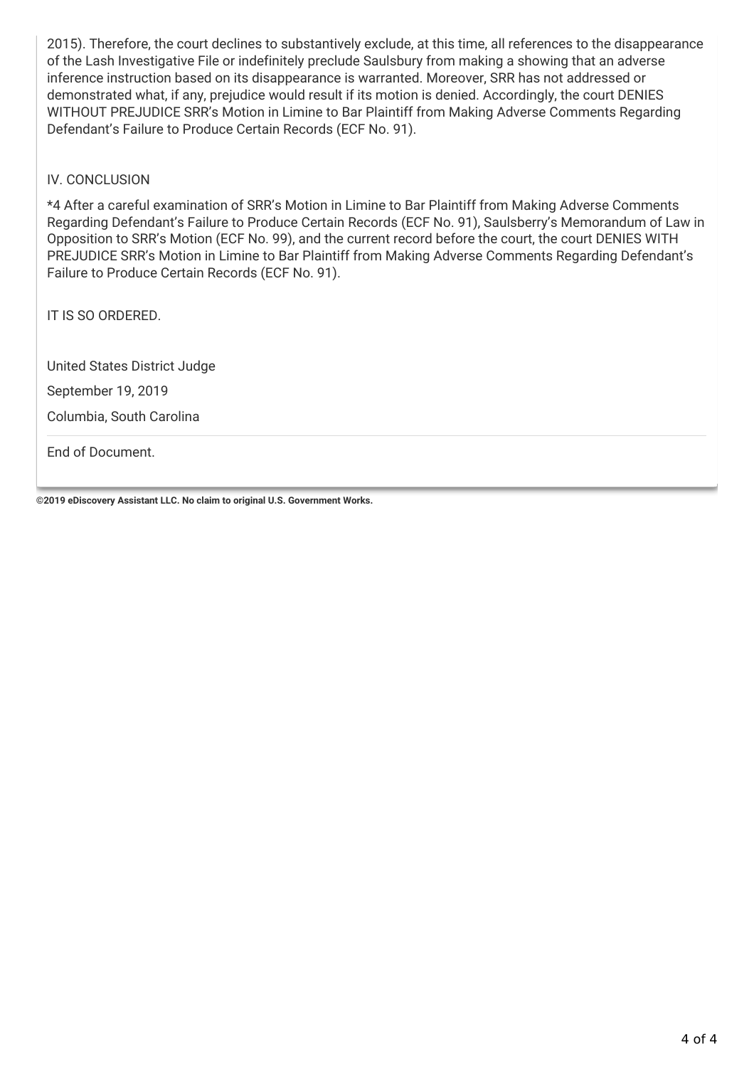2015). Therefore, the court declines to substantively exclude, at this time, all references to the disappearance of the Lash Investigative File or indefinitely preclude Saulsbury from making a showing that an adverse inference instruction based on its disappearance is warranted. Moreover, SRR has not addressed or demonstrated what, if any, prejudice would result if its motion is denied. Accordingly, the court DENIES WITHOUT PREJUDICE SRR's Motion in Limine to Bar Plaintiff from Making Adverse Comments Regarding Defendant's Failure to Produce Certain Records (ECF No. 91).

## IV. CONCLUSION

*4 After a careful examination of SRR's Motion in Limine to Bar Plaintiff from Making Adverse Comments Regarding Defendant's Failure to Produce Certain Records (ECF No. 91), Saulsberry's Memorandum of Law in Opposition to SRR's Motion (ECF No. 99), and the current record before the court, the court DENIES WITH PREJUDICE SRR's Motion in Limine to Bar Plaintiff from Making Adverse Comments Regarding Defendant's Failure to Produce Certain Records (ECF No. 91).

IT IS SO ORDERED.

United States District Judge

September 19, 2019

Columbia, South Carolina

---

End of Document.

**©2019 eDiscovery Assistant LLC. No claim to original U.S. Government Works.**